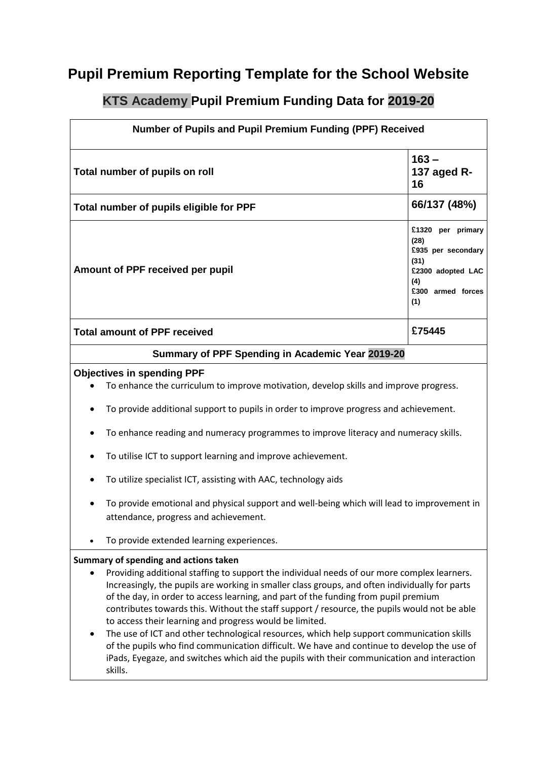# Pupil Premium Reporting Template for the School Website

## KTS Academy Pupil Premium Funding Data for 2019-20

| Number of Pupils and Pupil Premium Funding (PPF) Received | |
|---|---|
| **Total number of pupils on roll** | **163 – 137 aged R-16** |
| **Total number of pupils eligible for PPF** | **66/137 (48%)** |
| **Amount of PPF received per pupil** | **£1320 per primary (28)**<br>**£935 per secondary (31)**<br>**£2300 adopted LAC (4)**<br>**£300 armed forces (1)** |
| **Total amount of PPF received** | **£75445** |

### Summary of PPF Spending in Academic Year 2019-20

**Objectives in spending PPF**

- To enhance the curriculum to improve motivation, develop skills and improve progress.
- To provide additional support to pupils in order to improve progress and achievement.
- To enhance reading and numeracy programmes to improve literacy and numeracy skills.
- To utilise ICT to support learning and improve achievement.
- To utilize specialist ICT, assisting with AAC, technology aids
- To provide emotional and physical support and well-being which will lead to improvement in attendance, progress and achievement.
- To provide extended learning experiences.

**Summary of spending and actions taken**

- Providing additional staffing to support the individual needs of our more complex learners. Increasingly, the pupils are working in smaller class groups, and often individually for parts of the day, in order to access learning, and part of the funding from pupil premium contributes towards this. Without the staff support / resource, the pupils would not be able to access their learning and progress would be limited.
- The use of ICT and other technological resources, which help support communication skills of the pupils who find communication difficult. We have and continue to develop the use of iPads, Eyegaze, and switches which aid the pupils with their communication and interaction skills.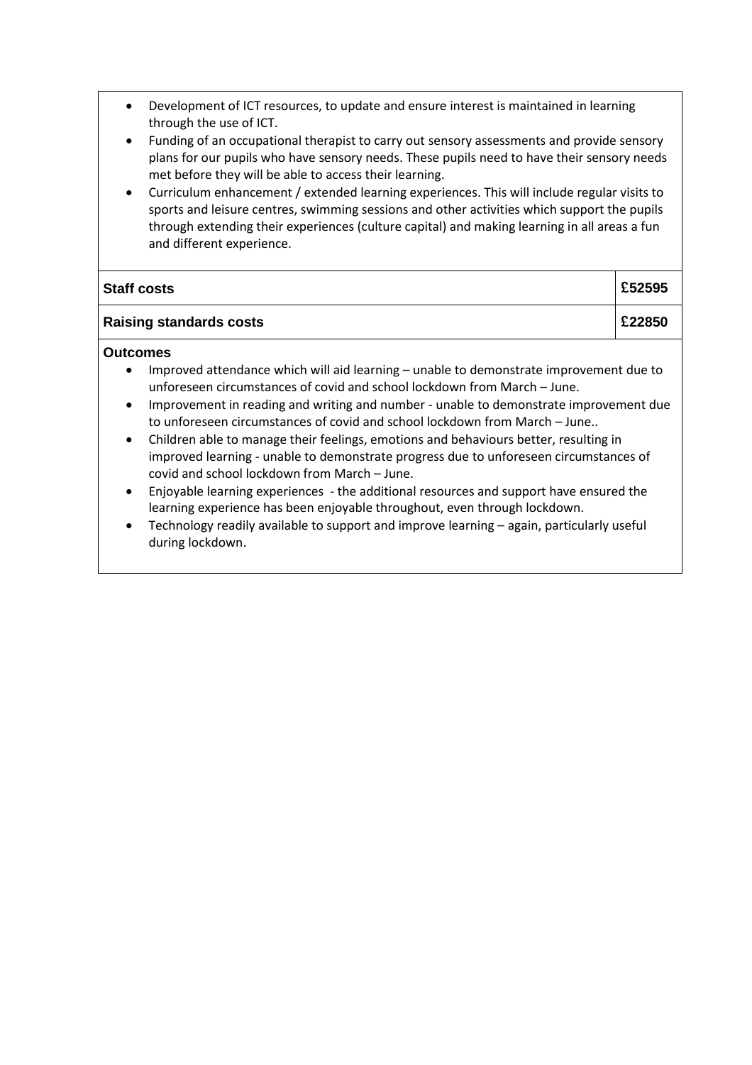- Development of ICT resources, to update and ensure interest is maintained in learning through the use of ICT.
- Funding of an occupational therapist to carry out sensory assessments and provide sensory plans for our pupils who have sensory needs. These pupils need to have their sensory needs met before they will be able to access their learning.
- Curriculum enhancement / extended learning experiences. This will include regular visits to sports and leisure centres, swimming sessions and other activities which support the pupils through extending their experiences (culture capital) and making learning in all areas a fun and different experience.

| | |
|---|---|
| **Staff costs** | **£52595** |
| **Raising standards costs** | **£22850** |

**Outcomes**

- Improved attendance which will aid learning – unable to demonstrate improvement due to unforeseen circumstances of covid and school lockdown from March – June.
- Improvement in reading and writing and number - unable to demonstrate improvement due to unforeseen circumstances of covid and school lockdown from March – June..
- Children able to manage their feelings, emotions and behaviours better, resulting in improved learning - unable to demonstrate progress due to unforeseen circumstances of covid and school lockdown from March – June.
- Enjoyable learning experiences - the additional resources and support have ensured the learning experience has been enjoyable throughout, even through lockdown.
- Technology readily available to support and improve learning – again, particularly useful during lockdown.